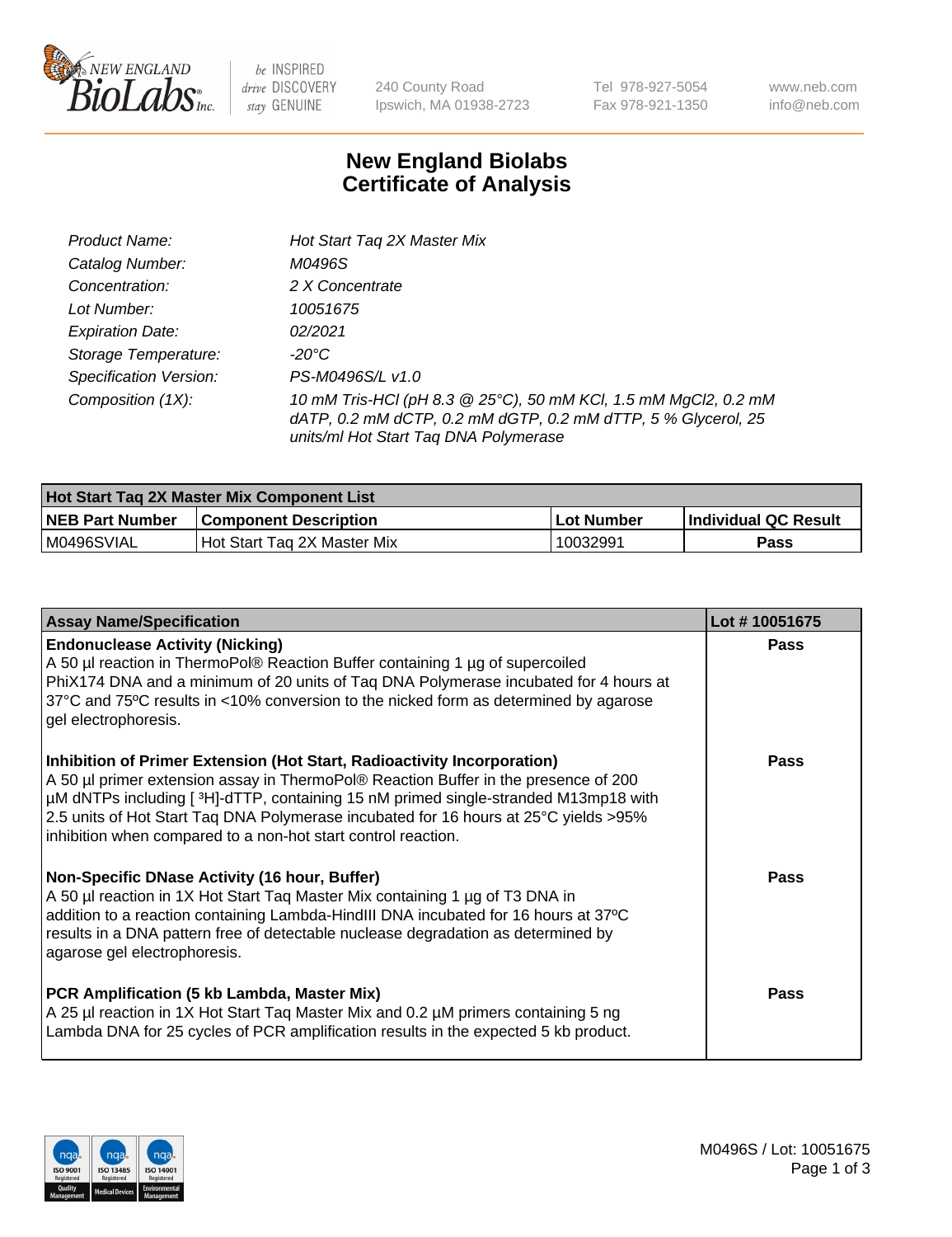# New England Biolabs
# Certificate of Analysis

| | |
|---|---|
| *Product Name:* | *Hot Start Taq 2X Master Mix* |
| *Catalog Number:* | *M0496S* |
| *Concentration:* | *2 X Concentrate* |
| *Lot Number:* | *10051675* |
| *Expiration Date:* | *02/2021* |
| *Storage Temperature:* | *-20°C* |
| *Specification Version:* | *PS-M0496S/L v1.0* |
| *Composition (1X):* | *10 mM Tris-HCl (pH 8.3 @ 25°C), 50 mM KCl, 1.5 mM MgCl2, 0.2 mM dATP, 0.2 mM dCTP, 0.2 mM dGTP, 0.2 mM dTTP, 5 % Glycerol, 25 units/ml Hot Start Taq DNA Polymerase* |

| Hot Start Taq 2X Master Mix Component List | | | |
|---|---|---|---|
| **NEB Part Number** | **Component Description** | **Lot Number** | **Individual QC Result** |
| M0496SVIAL | Hot Start Taq 2X Master Mix | 10032991 | **Pass** |

| Assay Name/Specification | Lot # 10051675 |
|---|---|
| **Endonuclease Activity (Nicking)**<br>A 50 µl reaction in ThermoPol® Reaction Buffer containing 1 µg of supercoiled PhiX174 DNA and a minimum of 20 units of Taq DNA Polymerase incubated for 4 hours at 37°C and 75ºC results in <10% conversion to the nicked form as determined by agarose gel electrophoresis. | **Pass** |
| **Inhibition of Primer Extension (Hot Start, Radioactivity Incorporation)**<br>A 50 µl primer extension assay in ThermoPol® Reaction Buffer in the presence of 200 µM dNTPs including [ $^3$H]-dTTP, containing 15 nM primed single-stranded M13mp18 with 2.5 units of Hot Start Taq DNA Polymerase incubated for 16 hours at 25°C yields >95% inhibition when compared to a non-hot start control reaction. | **Pass** |
| **Non-Specific DNase Activity (16 hour, Buffer)**<br>A 50 µl reaction in 1X Hot Start Taq Master Mix containing 1 µg of T3 DNA in addition to a reaction containing Lambda-HindIII DNA incubated for 16 hours at 37ºC results in a DNA pattern free of detectable nuclease degradation as determined by agarose gel electrophoresis. | **Pass** |
| **PCR Amplification (5 kb Lambda, Master Mix)**<br>A 25 µl reaction in 1X Hot Start Taq Master Mix and 0.2 µM primers containing 5 ng Lambda DNA for 25 cycles of PCR amplification results in the expected 5 kb product. | **Pass** |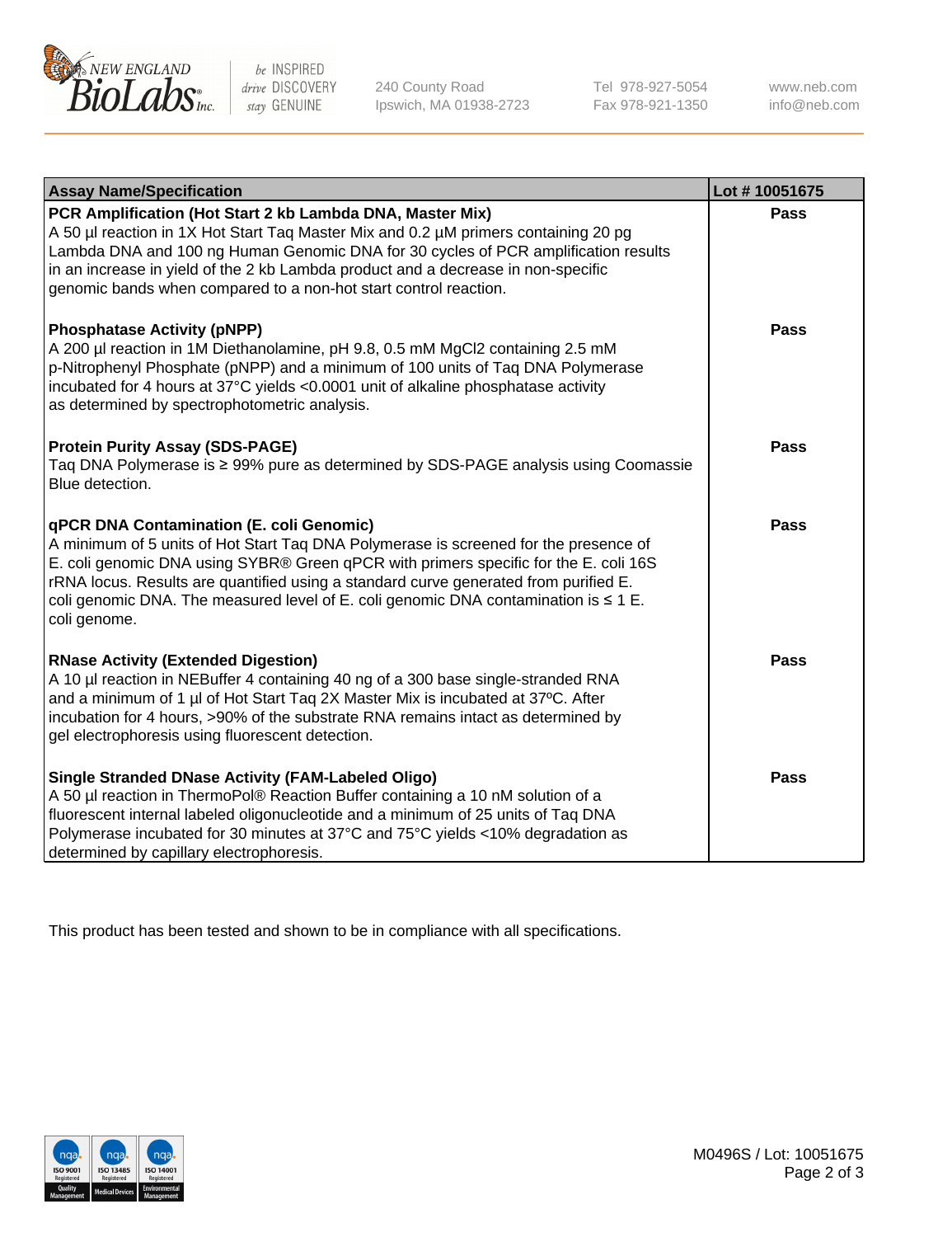| Assay Name/Specification | Lot # 10051675 |
|---|---|
| **PCR Amplification (Hot Start 2 kb Lambda DNA, Master Mix)**<br>A 50 µl reaction in 1X Hot Start Taq Master Mix and 0.2 µM primers containing 20 pg Lambda DNA and 100 ng Human Genomic DNA for 30 cycles of PCR amplification results in an increase in yield of the 2 kb Lambda product and a decrease in non-specific genomic bands when compared to a non-hot start control reaction. | Pass |
| **Phosphatase Activity (pNPP)**<br>A 200 µl reaction in 1M Diethanolamine, pH 9.8, 0.5 mM $MgCl_2$ containing 2.5 mM p-Nitrophenyl Phosphate (pNPP) and a minimum of 100 units of Taq DNA Polymerase incubated for 4 hours at 37°C yields <0.0001 unit of alkaline phosphatase activity as determined by spectrophotometric analysis. | Pass |
| **Protein Purity Assay (SDS-PAGE)**<br>Taq DNA Polymerase is ≥ 99% pure as determined by SDS-PAGE analysis using Coomassie Blue detection. | Pass |
| **qPCR DNA Contamination (E. coli Genomic)**<br>A minimum of 5 units of Hot Start Taq DNA Polymerase is screened for the presence of E. coli genomic DNA using SYBR® Green qPCR with primers specific for the E. coli 16S rRNA locus. Results are quantified using a standard curve generated from purified E. coli genomic DNA. The measured level of E. coli genomic DNA contamination is ≤ 1 E. coli genome. | Pass |
| **RNase Activity (Extended Digestion)**<br>A 10 µl reaction in NEBuffer 4 containing 40 ng of a 300 base single-stranded RNA and a minimum of 1 µl of Hot Start Taq 2X Master Mix is incubated at 37ºC. After incubation for 4 hours, >90% of the substrate RNA remains intact as determined by gel electrophoresis using fluorescent detection. | Pass |
| **Single Stranded DNase Activity (FAM-Labeled Oligo)**<br>A 50 µl reaction in ThermoPol® Reaction Buffer containing a 10 nM solution of a fluorescent internal labeled oligonucleotide and a minimum of 25 units of Taq DNA Polymerase incubated for 30 minutes at 37°C and 75°C yields <10% degradation as determined by capillary electrophoresis. | Pass |

This product has been tested and shown to be in compliance with all specifications.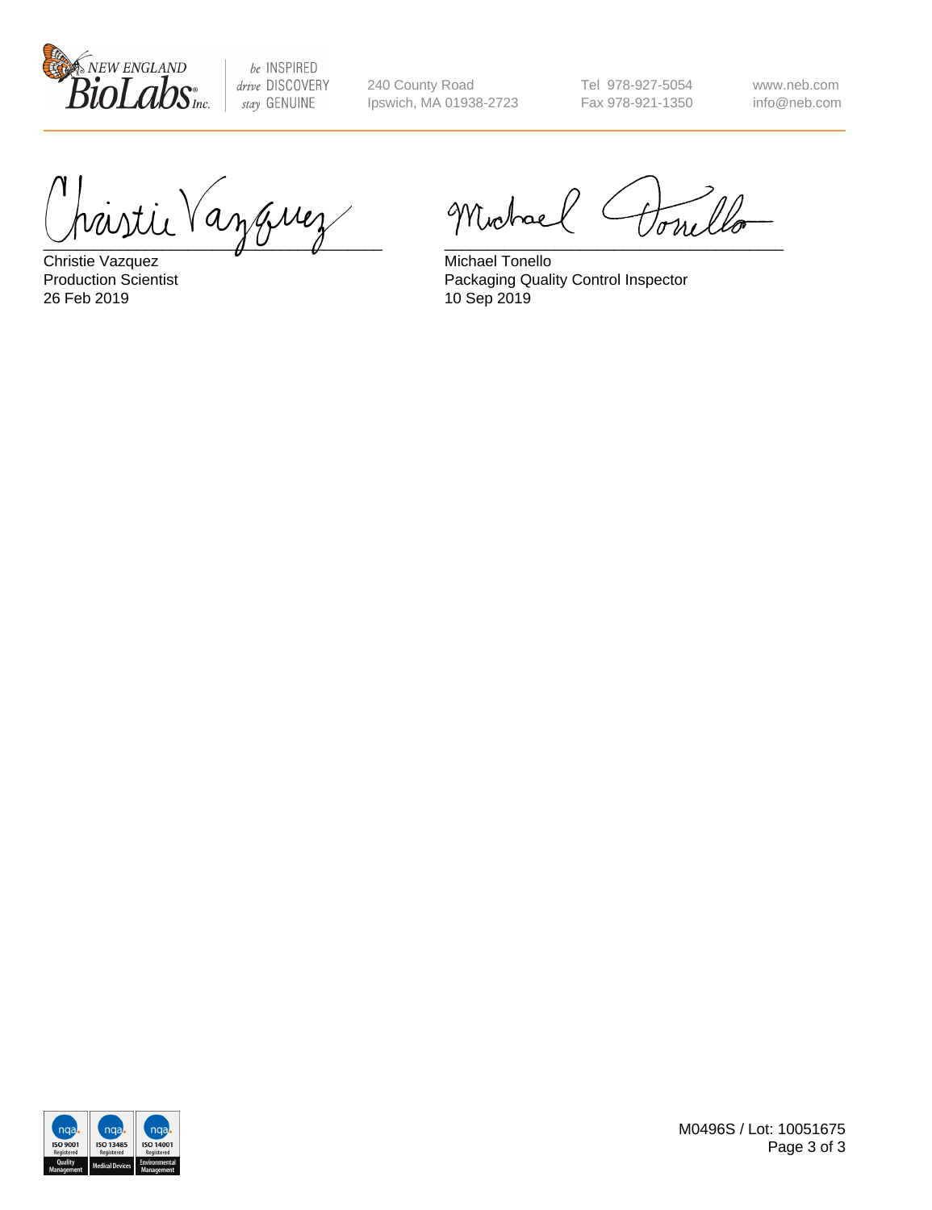NEW ENGLAND BioLabs Inc.

be INSPIRED
drive DISCOVERY
stay GENUINE

240 County Road
Ipswich, MA 01938-2723

Tel 978-927-5054
Fax 978-921-1350

www.neb.com
info@neb.com

Christie Vazquez
Production Scientist
26 Feb 2019

Michael Tonello
Packaging Quality Control Inspector
10 Sep 2019

ISO 9001 Registered Quality Management
ISO 13485 Registered Medical Devices
ISO 14001 Registered Environmental Management

M0496S / Lot: 10051675